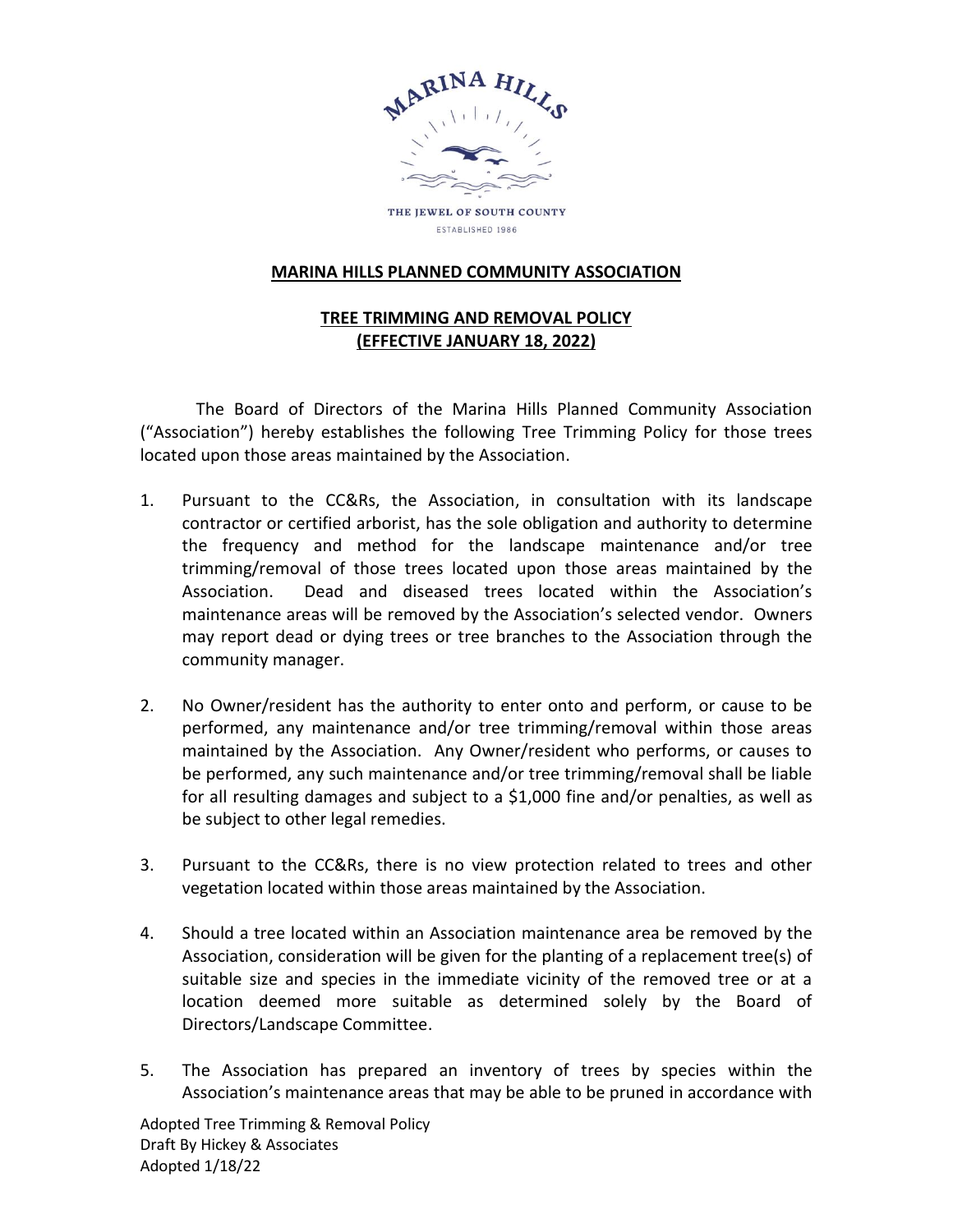MARINA HILLS

THE JEWEL OF SOUTH COUNTY

ESTABLISHED 1986

## MARINA HILLS PLANNED COMMUNITY ASSOCIATION

## TREE TRIMMING AND REMOVAL POLICY (EFFECTIVE JANUARY 18, 2022)

The Board of Directors of the Marina Hills Planned Community Association ("Association") hereby establishes the following Tree Trimming Policy for those trees located upon those areas maintained by the Association.

1. Pursuant to the CC&Rs, the Association, in consultation with its landscape contractor or certified arborist, has the sole obligation and authority to determine the frequency and method for the landscape maintenance and/or tree trimming/removal of those trees located upon those areas maintained by the Association. Dead and diseased trees located within the Association's maintenance areas will be removed by the Association's selected vendor. Owners may report dead or dying trees or tree branches to the Association through the community manager.

2. No Owner/resident has the authority to enter onto and perform, or cause to be performed, any maintenance and/or tree trimming/removal within those areas maintained by the Association. Any Owner/resident who performs, or causes to be performed, any such maintenance and/or tree trimming/removal shall be liable for all resulting damages and subject to a $1,000 fine and/or penalties, as well as be subject to other legal remedies.

3. Pursuant to the CC&Rs, there is no view protection related to trees and other vegetation located within those areas maintained by the Association.

4. Should a tree located within an Association maintenance area be removed by the Association, consideration will be given for the planting of a replacement tree(s) of suitable size and species in the immediate vicinity of the removed tree or at a location deemed more suitable as determined solely by the Board of Directors/Landscape Committee.

5. The Association has prepared an inventory of trees by species within the Association's maintenance areas that may be able to be pruned in accordance with

Adopted Tree Trimming & Removal Policy
Draft By Hickey & Associates
Adopted 1/18/22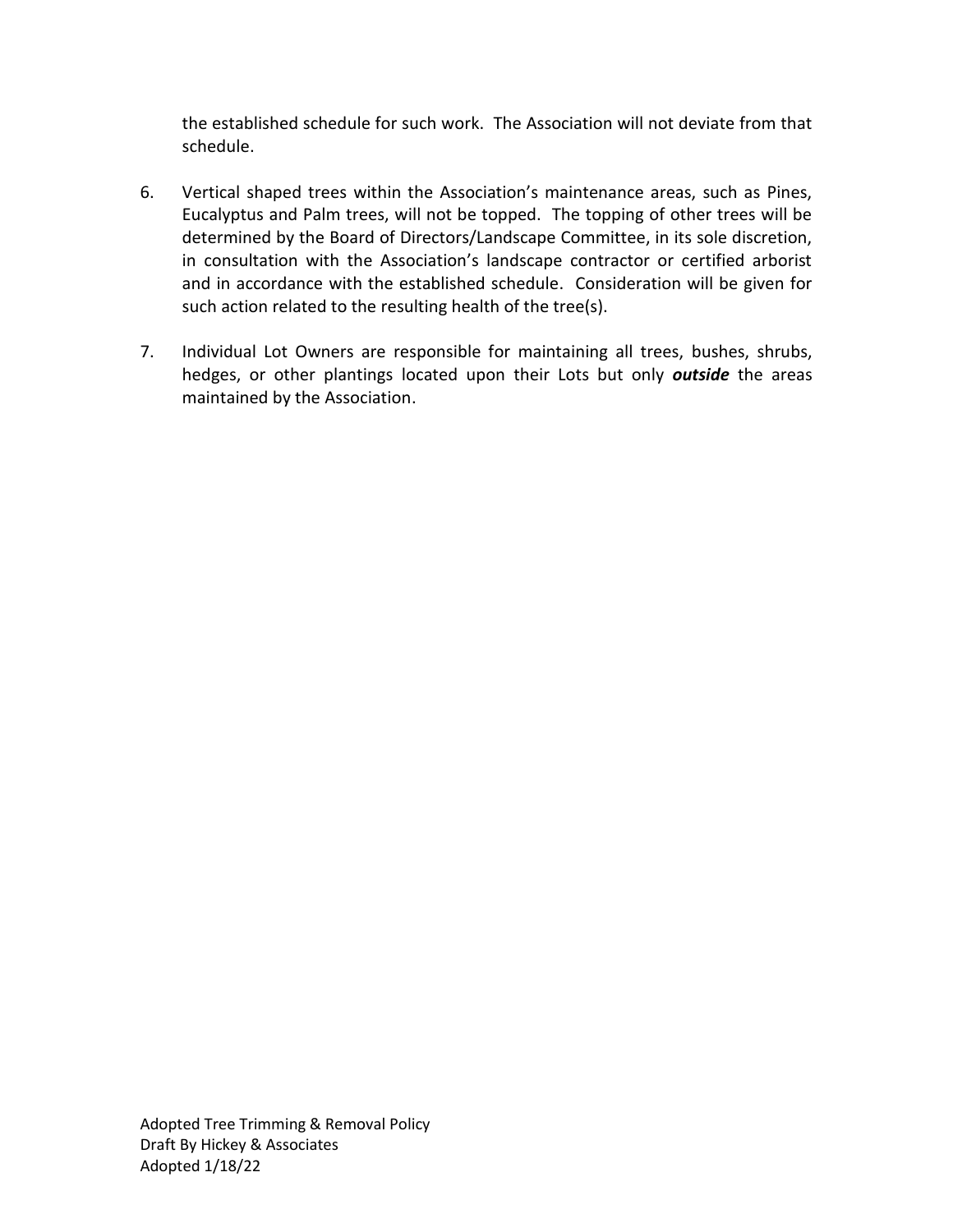the established schedule for such work. The Association will not deviate from that schedule.

6. Vertical shaped trees within the Association's maintenance areas, such as Pines, Eucalyptus and Palm trees, will not be topped. The topping of other trees will be determined by the Board of Directors/Landscape Committee, in its sole discretion, in consultation with the Association's landscape contractor or certified arborist and in accordance with the established schedule. Consideration will be given for such action related to the resulting health of the tree(s).

7. Individual Lot Owners are responsible for maintaining all trees, bushes, shrubs, hedges, or other plantings located upon their Lots but only ***outside*** the areas maintained by the Association.